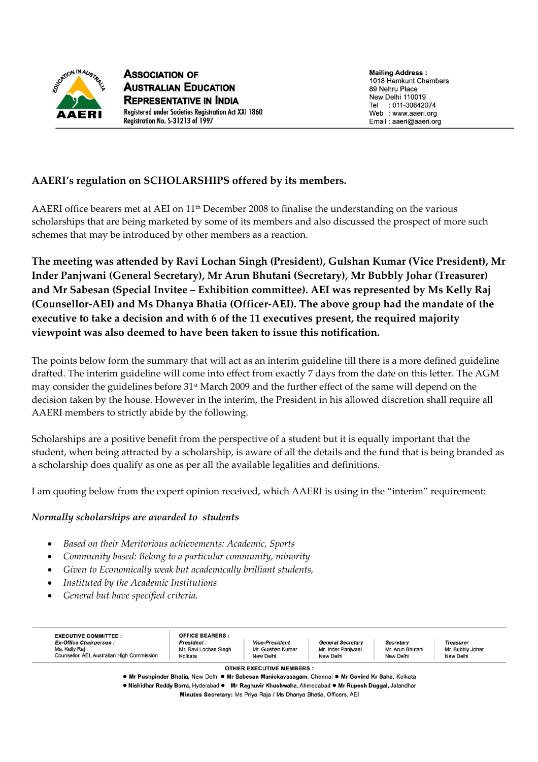**ASSOCIATION OF AUSTRALIAN EDUCATION REPRESENTATIVE IN INDIA**
Registered under Societies Registration Act XXI 1860
Registration No. S-31213 of 1997

**Mailing Address :**
1018 Hemkunt Chambers
89 Nehru Place
New Delhi 110019
Tel : 011-30842074
Web : www.aaeri.org
Email : aaeri@aaeri.org

## AAERI's regulation on SCHOLARSHIPS offered by its members.

AAERI office bearers met at AEI on 11th December 2008 to finalise the understanding on the various scholarships that are being marketed by some of its members and also discussed the prospect of more such schemes that may be introduced by other members as a reaction.

**The meeting was attended by Ravi Lochan Singh (President), Gulshan Kumar (Vice President), Mr Inder Panjwani (General Secretary), Mr Arun Bhutani (Secretary), Mr Bubbly Johar (Treasurer) and Mr Sabesan (Special Invitee – Exhibition committee). AEI was represented by Ms Kelly Raj (Counsellor-AEI) and Ms Dhanya Bhatia (Officer-AEI). The above group had the mandate of the executive to take a decision and with 6 of the 11 executives present, the required majority viewpoint was also deemed to have been taken to issue this notification.**

The points below form the summary that will act as an interim guideline till there is a more defined guideline drafted. The interim guideline will come into effect from exactly 7 days from the date on this letter. The AGM may consider the guidelines before 31st March 2009 and the further effect of the same will depend on the decision taken by the house. However in the interim, the President in his allowed discretion shall require all AAERI members to strictly abide by the following.

Scholarships are a positive benefit from the perspective of a student but it is equally important that the student, when being attracted by a scholarship, is aware of all the details and the fund that is being branded as a scholarship does qualify as one as per all the available legalities and definitions.

I am quoting below from the expert opinion received, which AAERI is using in the "interim" requirement:

*Normally scholarships are awarded to students*

- *Based on their Meritorious achievements: Academic, Sports*
- *Community based: Belong to a particular community, minority*
- *Given to Economically weak but academically brilliant students,*
- *Instituted by the Academic Institutions*
- *General but have specified criteria.*

| EXECUTIVE COMMITTEE : | OFFICE BEARERS : | | | | |
|---|---|---|---|---|---|
| *Ex-Office Chairperson :* | *President :* | *Vice-President* | *General Secretary* | *Secretary* | *Treasurer* |
| Ms. Kelly Raj | Mr. Ravi Lochan Singh | Mr. Gulshan Kumar | Mr. Inder Panjwani | Mr. Arun Bhutani | Mr. Bubbly Johar |
| Counsellor, AEI, Australian High Commission | Kolkata | New Delhi | New Delhi | New Delhi | New Delhi |

**OTHER EXECUTIVE MEMBERS :**
● **Mr Pushpinder Bhatia**, New Delhi ● **Mr Sabesan Manickavasagam**, Chennai ● **Mr Govind Kr Saha**, Kolkata
● **Nishidhar Reddy Borra**, Hyderabad ● **Mr Raghuvir Khushwaha**, Ahmedabad ● **Mr Rupesh Duggal**, Jalandhar
**Minutes Secretary:** Ms Priya Raja / Ms Dhanya Bhatia, Officers, AEI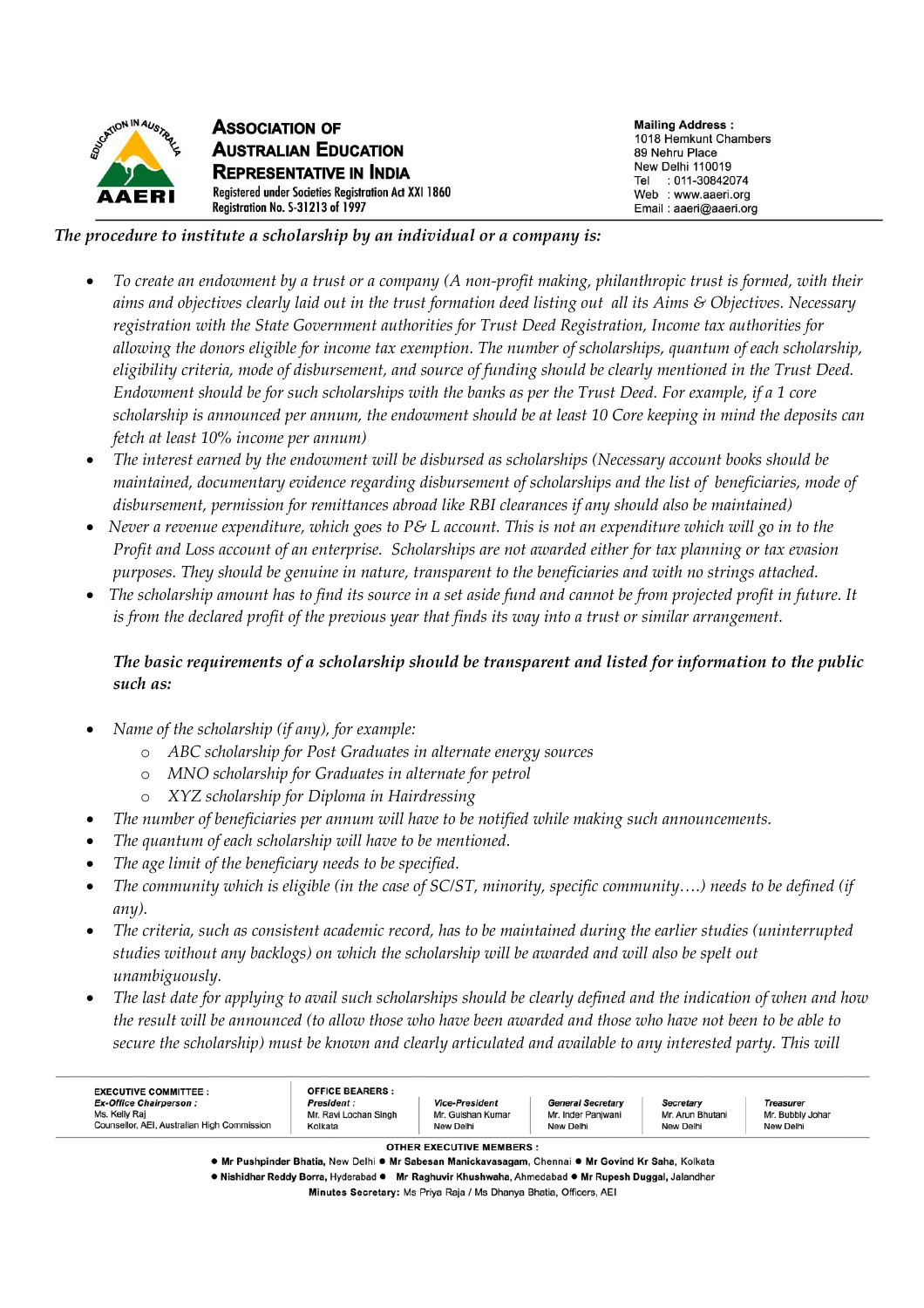*The procedure to institute a scholarship by an individual or a company is:*

- *To create an endowment by a trust or a company (A non-profit making, philanthropic trust is formed, with their aims and objectives clearly laid out in the trust formation deed listing out all its Aims & Objectives. Necessary registration with the State Government authorities for Trust Deed Registration, Income tax authorities for allowing the donors eligible for income tax exemption. The number of scholarships, quantum of each scholarship, eligibility criteria, mode of disbursement, and source of funding should be clearly mentioned in the Trust Deed. Endowment should be for such scholarships with the banks as per the Trust Deed. For example, if a 1 core scholarship is announced per annum, the endowment should be at least 10 Core keeping in mind the deposits can fetch at least 10% income per annum)*
- *The interest earned by the endowment will be disbursed as scholarships (Necessary account books should be maintained, documentary evidence regarding disbursement of scholarships and the list of beneficiaries, mode of disbursement, permission for remittances abroad like RBI clearances if any should also be maintained)*
- *Never a revenue expenditure, which goes to P& L account. This is not an expenditure which will go in to the Profit and Loss account of an enterprise. Scholarships are not awarded either for tax planning or tax evasion purposes. They should be genuine in nature, transparent to the beneficiaries and with no strings attached.*
- *The scholarship amount has to find its source in a set aside fund and cannot be from projected profit in future. It is from the declared profit of the previous year that finds its way into a trust or similar arrangement.*

***The basic requirements of a scholarship should be transparent and listed for information to the public such as:***

- *Name of the scholarship (if any), for example:*
  - *ABC scholarship for Post Graduates in alternate energy sources*
  - *MNO scholarship for Graduates in alternate for petrol*
  - *XYZ scholarship for Diploma in Hairdressing*
- *The number of beneficiaries per annum will have to be notified while making such announcements.*
- *The quantum of each scholarship will have to be mentioned.*
- *The age limit of the beneficiary needs to be specified.*
- *The community which is eligible (in the case of SC/ST, minority, specific community….) needs to be defined (if any).*
- *The criteria, such as consistent academic record, has to be maintained during the earlier studies (uninterrupted studies without any backlogs) on which the scholarship will be awarded and will also be spelt out unambiguously.*
- *The last date for applying to avail such scholarships should be clearly defined and the indication of when and how the result will be announced (to allow those who have been awarded and those who have not been to be able to secure the scholarship) must be known and clearly articulated and available to any interested party. This will*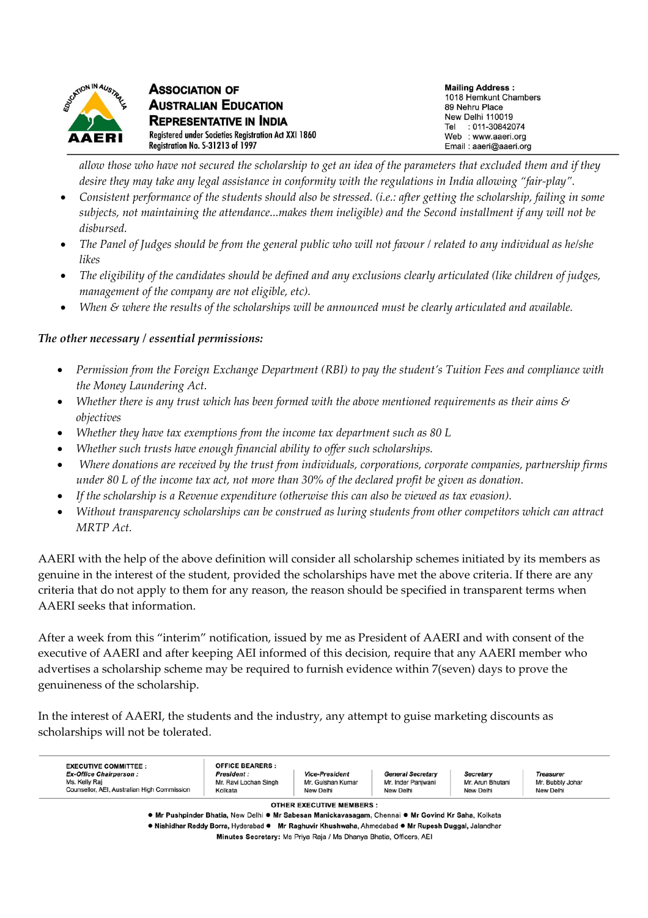*allow those who have not secured the scholarship to get an idea of the parameters that excluded them and if they desire they may take any legal assistance in conformity with the regulations in India allowing "fair-play".*

- *Consistent performance of the students should also be stressed. (i.e.: after getting the scholarship, failing in some subjects, not maintaining the attendance...makes them ineligible) and the Second installment if any will not be disbursed.*
- *The Panel of Judges should be from the general public who will not favour / related to any individual as he/she likes*
- *The eligibility of the candidates should be defined and any exclusions clearly articulated (like children of judges, management of the company are not eligible, etc).*
- *When & where the results of the scholarships will be announced must be clearly articulated and available.*

***The other necessary / essential permissions:***

- *Permission from the Foreign Exchange Department (RBI) to pay the student's Tuition Fees and compliance with the Money Laundering Act.*
- *Whether there is any trust which has been formed with the above mentioned requirements as their aims & objectives*
- *Whether they have tax exemptions from the income tax department such as 80 L*
- *Whether such trusts have enough financial ability to offer such scholarships.*
- *Where donations are received by the trust from individuals, corporations, corporate companies, partnership firms under 80 L of the income tax act, not more than 30% of the declared profit be given as donation.*
- *If the scholarship is a Revenue expenditure (otherwise this can also be viewed as tax evasion).*
- *Without transparency scholarships can be construed as luring students from other competitors which can attract MRTP Act.*

AAERI with the help of the above definition will consider all scholarship schemes initiated by its members as genuine in the interest of the student, provided the scholarships have met the above criteria. If there are any criteria that do not apply to them for any reason, the reason should be specified in transparent terms when AAERI seeks that information.

After a week from this "interim" notification, issued by me as President of AAERI and with consent of the executive of AAERI and after keeping AEI informed of this decision, require that any AAERI member who advertises a scholarship scheme may be required to furnish evidence within 7(seven) days to prove the genuineness of the scholarship.

In the interest of AAERI, the students and the industry, any attempt to guise marketing discounts as scholarships will not be tolerated.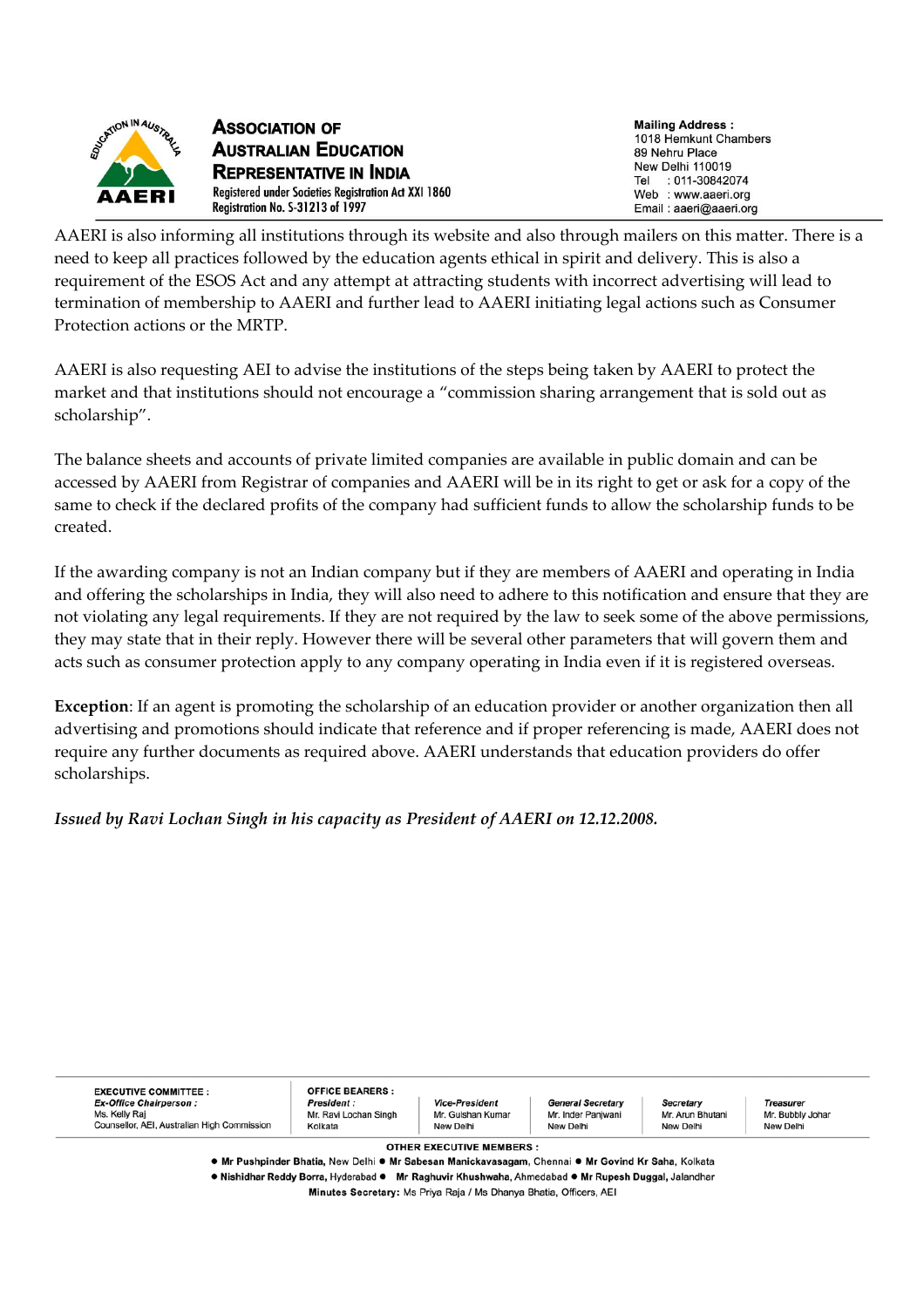AAERI is also informing all institutions through its website and also through mailers on this matter. There is a need to keep all practices followed by the education agents ethical in spirit and delivery. This is also a requirement of the ESOS Act and any attempt at attracting students with incorrect advertising will lead to termination of membership to AAERI and further lead to AAERI initiating legal actions such as Consumer Protection actions or the MRTP.

AAERI is also requesting AEI to advise the institutions of the steps being taken by AAERI to protect the market and that institutions should not encourage a "commission sharing arrangement that is sold out as scholarship".

The balance sheets and accounts of private limited companies are available in public domain and can be accessed by AAERI from Registrar of companies and AAERI will be in its right to get or ask for a copy of the same to check if the declared profits of the company had sufficient funds to allow the scholarship funds to be created.

If the awarding company is not an Indian company but if they are members of AAERI and operating in India and offering the scholarships in India, they will also need to adhere to this notification and ensure that they are not violating any legal requirements. If they are not required by the law to seek some of the above permissions, they may state that in their reply. However there will be several other parameters that will govern them and acts such as consumer protection apply to any company operating in India even if it is registered overseas.

**Exception**: If an agent is promoting the scholarship of an education provider or another organization then all advertising and promotions should indicate that reference and if proper referencing is made, AAERI does not require any further documents as required above. AAERI understands that education providers do offer scholarships.

***Issued by Ravi Lochan Singh in his capacity as President of AAERI on 12.12.2008.***